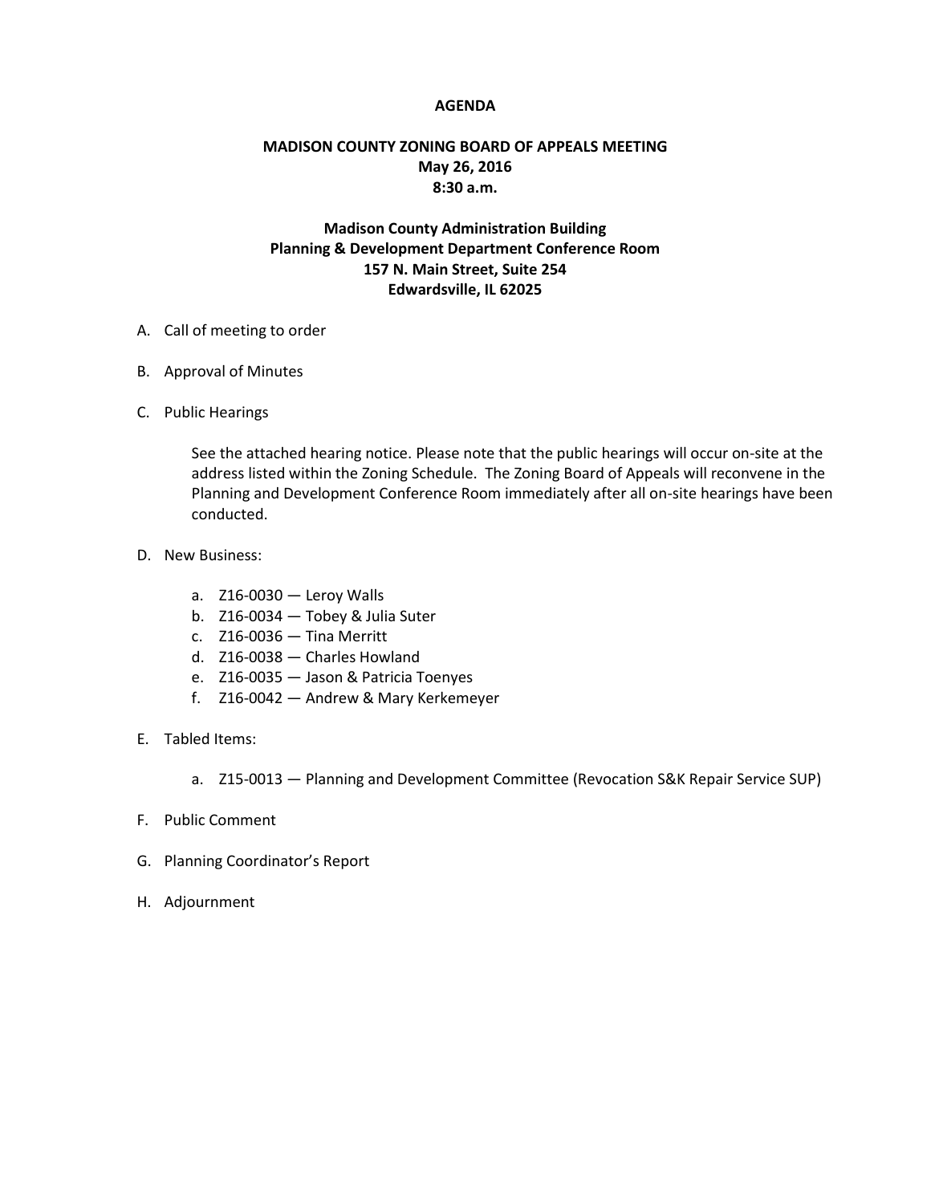# AGENDA

## MADISON COUNTY ZONING BOARD OF APPEALS MEETING
**May 26, 2016**
**8:30 a.m.**

**Madison County Administration Building**
**Planning & Development Department Conference Room**
**157 N. Main Street, Suite 254**
**Edwardsville, IL 62025**

A. Call of meeting to order

B. Approval of Minutes

C. Public Hearings

   See the attached hearing notice. Please note that the public hearings will occur on-site at the address listed within the Zoning Schedule. The Zoning Board of Appeals will reconvene in the Planning and Development Conference Room immediately after all on-site hearings have been conducted.

D. New Business:

   a. Z16-0030 — Leroy Walls
   b. Z16-0034 — Tobey & Julia Suter
   c. Z16-0036 — Tina Merritt
   d. Z16-0038 — Charles Howland
   e. Z16-0035 — Jason & Patricia Toenyes
   f. Z16-0042 — Andrew & Mary Kerkemeyer

E. Tabled Items:

   a. Z15-0013 — Planning and Development Committee (Revocation S&K Repair Service SUP)

F. Public Comment

G. Planning Coordinator's Report

H. Adjournment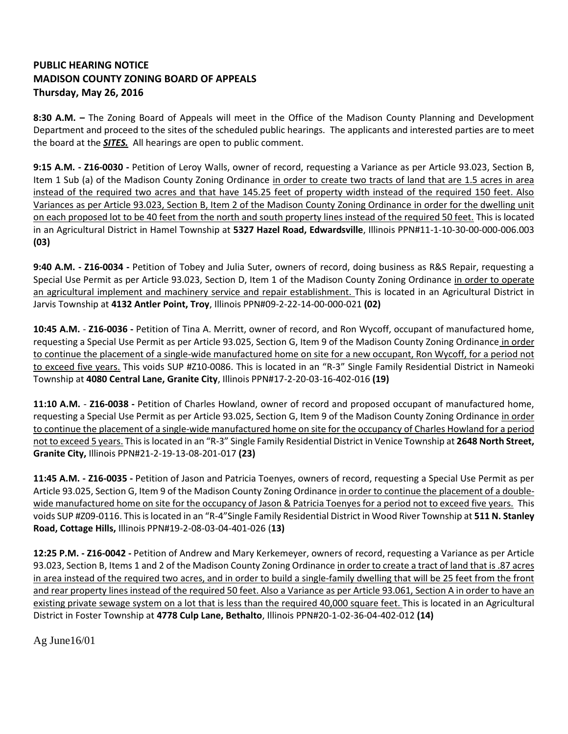**PUBLIC HEARING NOTICE**
**MADISON COUNTY ZONING BOARD OF APPEALS**
**Thursday, May 26, 2016**

**8:30 A.M. –** The Zoning Board of Appeals will meet in the Office of the Madison County Planning and Development Department and proceed to the sites of the scheduled public hearings. The applicants and interested parties are to meet the board at the ***SITES.*** All hearings are open to public comment.

**9:15 A.M. - Z16-0030 -** Petition of Leroy Walls, owner of record, requesting a Variance as per Article 93.023, Section B, Item 1 Sub (a) of the Madison County Zoning Ordinance in order to create two tracts of land that are 1.5 acres in area instead of the required two acres and that have 145.25 feet of property width instead of the required 150 feet. Also Variances as per Article 93.023, Section B, Item 2 of the Madison County Zoning Ordinance in order for the dwelling unit on each proposed lot to be 40 feet from the north and south property lines instead of the required 50 feet. This is located in an Agricultural District in Hamel Township at **5327 Hazel Road, Edwardsville**, Illinois PPN#11-1-10-30-00-000-006.003 **(03)**

**9:40 A.M. - Z16-0034 -** Petition of Tobey and Julia Suter, owners of record, doing business as R&S Repair, requesting a Special Use Permit as per Article 93.023, Section D, Item 1 of the Madison County Zoning Ordinance in order to operate an agricultural implement and machinery service and repair establishment. This is located in an Agricultural District in Jarvis Township at **4132 Antler Point, Troy**, Illinois PPN#09-2-22-14-00-000-021 **(02)**

**10:45 A.M.** - **Z16-0036 -** Petition of Tina A. Merritt, owner of record, and Ron Wycoff, occupant of manufactured home, requesting a Special Use Permit as per Article 93.025, Section G, Item 9 of the Madison County Zoning Ordinance in order to continue the placement of a single-wide manufactured home on site for a new occupant, Ron Wycoff, for a period not to exceed five years. This voids SUP #Z10-0086. This is located in an "R-3" Single Family Residential District in Nameoki Township at **4080 Central Lane, Granite City**, Illinois PPN#17-2-20-03-16-402-016 **(19)**

**11:10 A.M.** - **Z16-0038 -** Petition of Charles Howland, owner of record and proposed occupant of manufactured home, requesting a Special Use Permit as per Article 93.025, Section G, Item 9 of the Madison County Zoning Ordinance in order to continue the placement of a single-wide manufactured home on site for the occupancy of Charles Howland for a period not to exceed 5 years. This is located in an "R-3" Single Family Residential District in Venice Township at **2648 North Street, Granite City,** Illinois PPN#21-2-19-13-08-201-017 **(23)**

**11:45 A.M. - Z16-0035 -** Petition of Jason and Patricia Toenyes, owners of record, requesting a Special Use Permit as per Article 93.025, Section G, Item 9 of the Madison County Zoning Ordinance in order to continue the placement of a double-wide manufactured home on site for the occupancy of Jason & Patricia Toenyes for a period not to exceed five years. This voids SUP #Z09-0116. This is located in an "R-4"Single Family Residential District in Wood River Township at **511 N. Stanley Road, Cottage Hills,** Illinois PPN#19-2-08-03-04-401-026 (**13)**

**12:25 P.M. - Z16-0042 -** Petition of Andrew and Mary Kerkemeyer, owners of record, requesting a Variance as per Article 93.023, Section B, Items 1 and 2 of the Madison County Zoning Ordinance in order to create a tract of land that is .87 acres in area instead of the required two acres, and in order to build a single-family dwelling that will be 25 feet from the front and rear property lines instead of the required 50 feet. Also a Variance as per Article 93.061, Section A in order to have an existing private sewage system on a lot that is less than the required 40,000 square feet. This is located in an Agricultural District in Foster Township at **4778 Culp Lane, Bethalto**, Illinois PPN#20-1-02-36-04-402-012 **(14)**

Ag June16/01